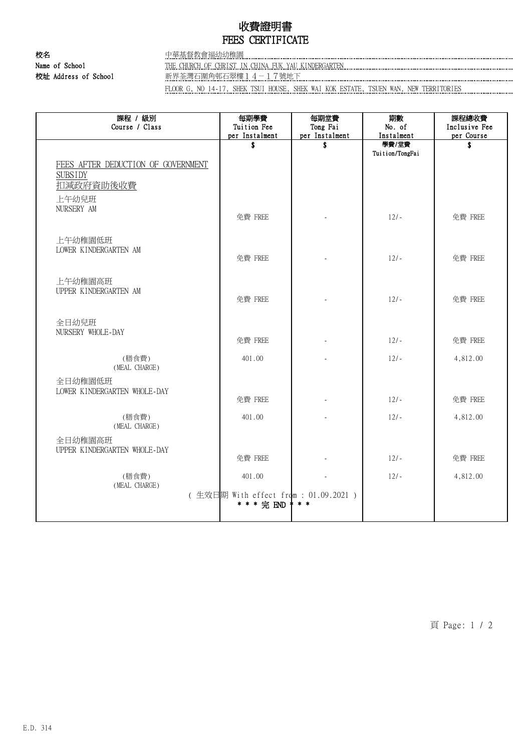# 收費證明書
# FEES CERTIFICATE

**校名**
**Name of School**
中華基督教會福幼幼稚園
THE CHURCH OF CHRIST IN CHINA FUK YAU KINDERGARTEN

**校址 Address of School**
新界荃灣石圍角邨石翠樓１４－１７號地下
FLOOR G, NO 14-17, SHEK TSUI HOUSE, SHEK WAI KOK ESTATE, TSUEN WAN, NEW TERRITORIES

| 課程 / 級別 Course / Class | 每期學費 Tuition Fee per Instalment | 每期堂費 Tong Fai per Instalment | 期數 No. of Instalment | 課程總收費 Inclusive Fee per Course |
|---|---|---|---|---|
| | $ | $ | 學費/堂費 Tuition/TongFai | $ |
| FEES AFTER DEDUCTION OF GOVERNMENT SUBSIDY 扣減政府資助後收費 | | | | |
| 上午幼兒班 NURSERY AM | 免費 FREE | - | 12/- | 免費 FREE |
| 上午幼稚園低班 LOWER KINDERGARTEN AM | 免費 FREE | - | 12/- | 免費 FREE |
| 上午幼稚園高班 UPPER KINDERGARTEN AM | 免費 FREE | - | 12/- | 免費 FREE |
| 全日幼兒班 NURSERY WHOLE-DAY | 免費 FREE | - | 12/- | 免費 FREE |
| (膳食費) (MEAL CHARGE) | 401.00 | - | 12/- | 4,812.00 |
| 全日幼稚園低班 LOWER KINDERGARTEN WHOLE-DAY | 免費 FREE | - | 12/- | 免費 FREE |
| (膳食費) (MEAL CHARGE) | 401.00 | - | 12/- | 4,812.00 |
| 全日幼稚園高班 UPPER KINDERGARTEN WHOLE-DAY | 免費 FREE | - | 12/- | 免費 FREE |
| (膳食費) (MEAL CHARGE) | 401.00 | - | 12/- | 4,812.00 |

( 生效日期 With effect from : 01.09.2021 )

\* \* \* 完 END \* \* \*

E.D. 314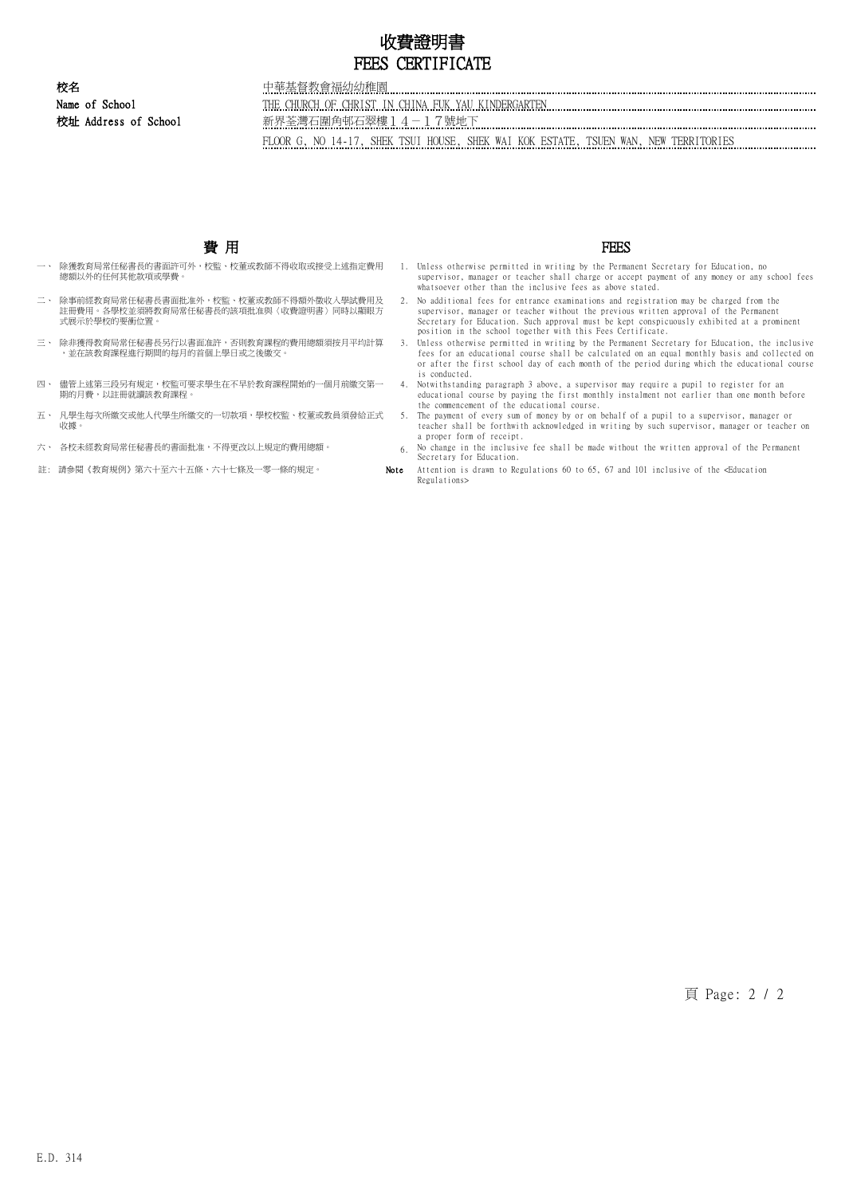# 收費證明書
# FEES CERTIFICATE

| | |
|---|---|
| **校名** | 中華基督教會福幼幼稚園 |
| **Name of School** | THE CHURCH OF CHRIST IN CHINA FUK YAU KINDERGARTEN |
| **校址 Address of School** | 新界荃灣石圍角邨石翠樓１４－１７號地下 |
| | FLOOR G, NO 14-17, SHEK TSUI HOUSE, SHEK WAI KOK ESTATE, TSUEN WAN, NEW TERRITORIES |

## 費 用

一、 除獲教育局常任秘書長的書面許可外，校監、校董或教師不得收取或接受上述指定費用總額以外的任何其他款項或學費。

二、 除事前經教育局常任秘書長書面批准外，校監、校董或教師不得額外徵收入學試費用及註冊費用。各學校並須將教育局常任秘書長的該項批准與〈收費證明書〉同時以顯眼方式展示於學校的要衝位置。

三、 除非獲得教育局常任秘書長另行以書面准許，否則教育課程的費用總額須按月平均計算，並在該教育課程進行期間的每月的首個上學日或之後繳交。

四、 儘管上述第三段另有規定，校監可要求學生在不早於教育課程開始的一個月前繳交第一期的月費，以註冊就讀該教育課程。

五、 凡學生每次所繳交或他人代學生所繳交的一切款項，學校校監、校董或教員須發給正式收據。

六、 各校未經教育局常任秘書長的書面批准，不得更改以上規定的費用總額。

註: 請參閱《教育規例》第六十至六十五條、六十七條及一零一條的規定。

## FEES

1. Unless otherwise permitted in writing by the Permanent Secretary for Education, no supervisor, manager or teacher shall charge or accept payment of any money or any school fees whatsoever other than the inclusive fees as above stated.
2. No additional fees for entrance examinations and registration may be charged from the supervisor, manager or teacher without the previous written approval of the Permanent Secretary for Education. Such approval must be kept conspicuously exhibited at a prominent position in the school together with this Fees Certificate.
3. Unless otherwise permitted in writing by the Permanent Secretary for Education, the inclusive fees for an educational course shall be calculated on an equal monthly basis and collected on or after the first school day of each month of the period during which the educational course is conducted.
4. Notwithstanding paragraph 3 above, a supervisor may require a pupil to register for an educational course by paying the first monthly instalment not earlier than one month before the commencement of the educational course.
5. The payment of every sum of money by or on behalf of a pupil to a supervisor, manager or teacher shall be forthwith acknowledged in writing by such supervisor, manager or teacher on a proper form of receipt.
6. No change in the inclusive fee shall be made without the written approval of the Permanent Secretary for Education.

**Note** Attention is drawn to Regulations 60 to 65, 67 and 101 inclusive of the <Education Regulations>

E.D. 314